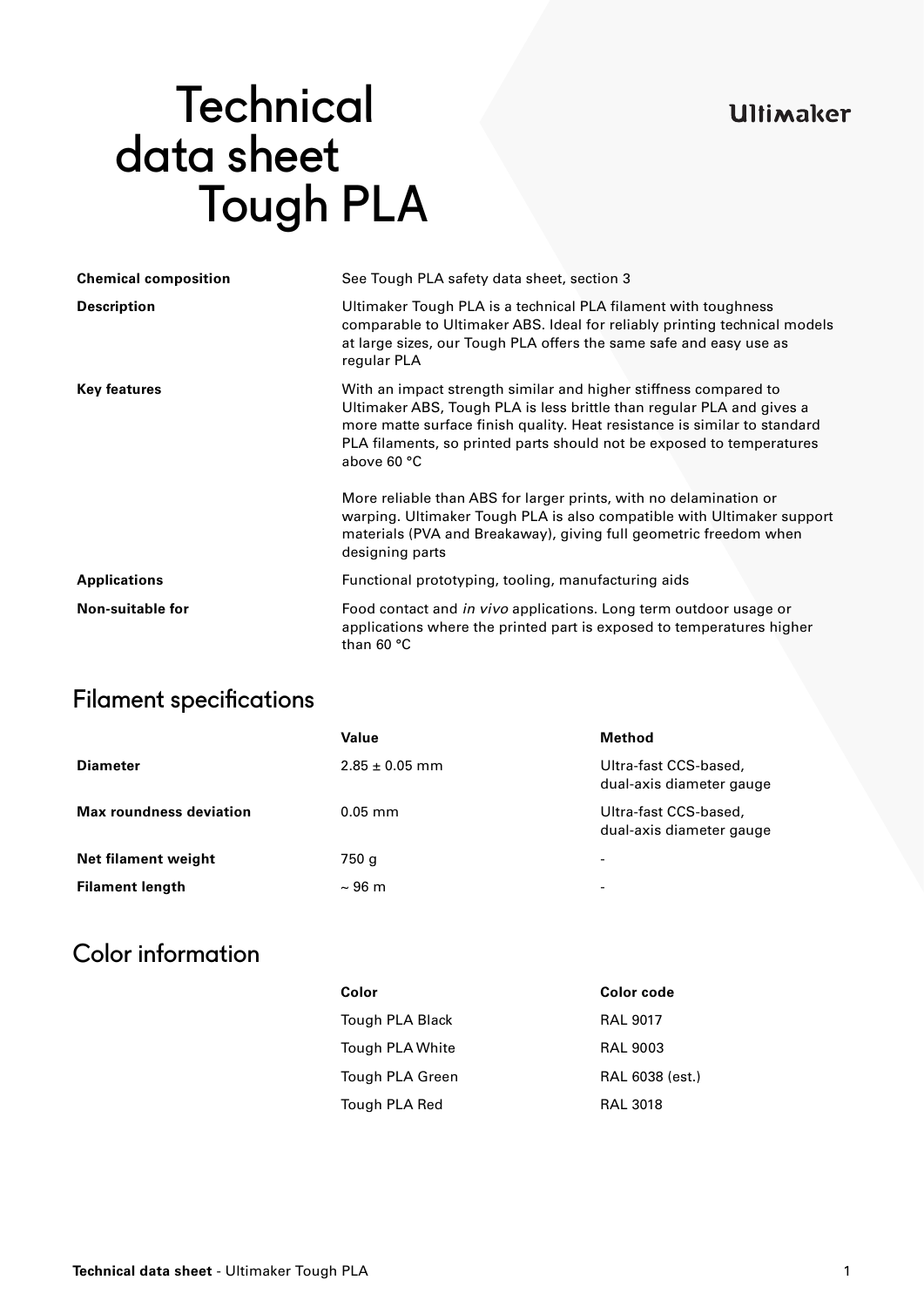# Technical data sheet Tough PLA

Ultimaker

| | |
|---|---|
| **Chemical composition** | See Tough PLA safety data sheet, section 3 |
| **Description** | Ultimaker Tough PLA is a technical PLA filament with toughness comparable to Ultimaker ABS. Ideal for reliably printing technical models at large sizes, our Tough PLA offers the same safe and easy use as regular PLA |
| **Key features** | With an impact strength similar and higher stiffness compared to Ultimaker ABS, Tough PLA is less brittle than regular PLA and gives a more matte surface finish quality. Heat resistance is similar to standard PLA filaments, so printed parts should not be exposed to temperatures above 60 °C<br><br>More reliable than ABS for larger prints, with no delamination or warping. Ultimaker Tough PLA is also compatible with Ultimaker support materials (PVA and Breakaway), giving full geometric freedom when designing parts |
| **Applications** | Functional prototyping, tooling, manufacturing aids |
| **Non-suitable for** | Food contact and *in vivo* applications. Long term outdoor usage or applications where the printed part is exposed to temperatures higher than 60 °C |

## Filament specifications

| | Value | Method |
|---|---|---|
| **Diameter** | 2.85 ± 0.05 mm | Ultra-fast CCS-based, dual-axis diameter gauge |
| **Max roundness deviation** | 0.05 mm | Ultra-fast CCS-based, dual-axis diameter gauge |
| **Net filament weight** | 750 g | - |
| **Filament length** | ~ 96 m | - |

## Color information

| Color | Color code |
|---|---|
| Tough PLA Black | RAL 9017 |
| Tough PLA White | RAL 9003 |
| Tough PLA Green | RAL 6038 (est.) |
| Tough PLA Red | RAL 3018 |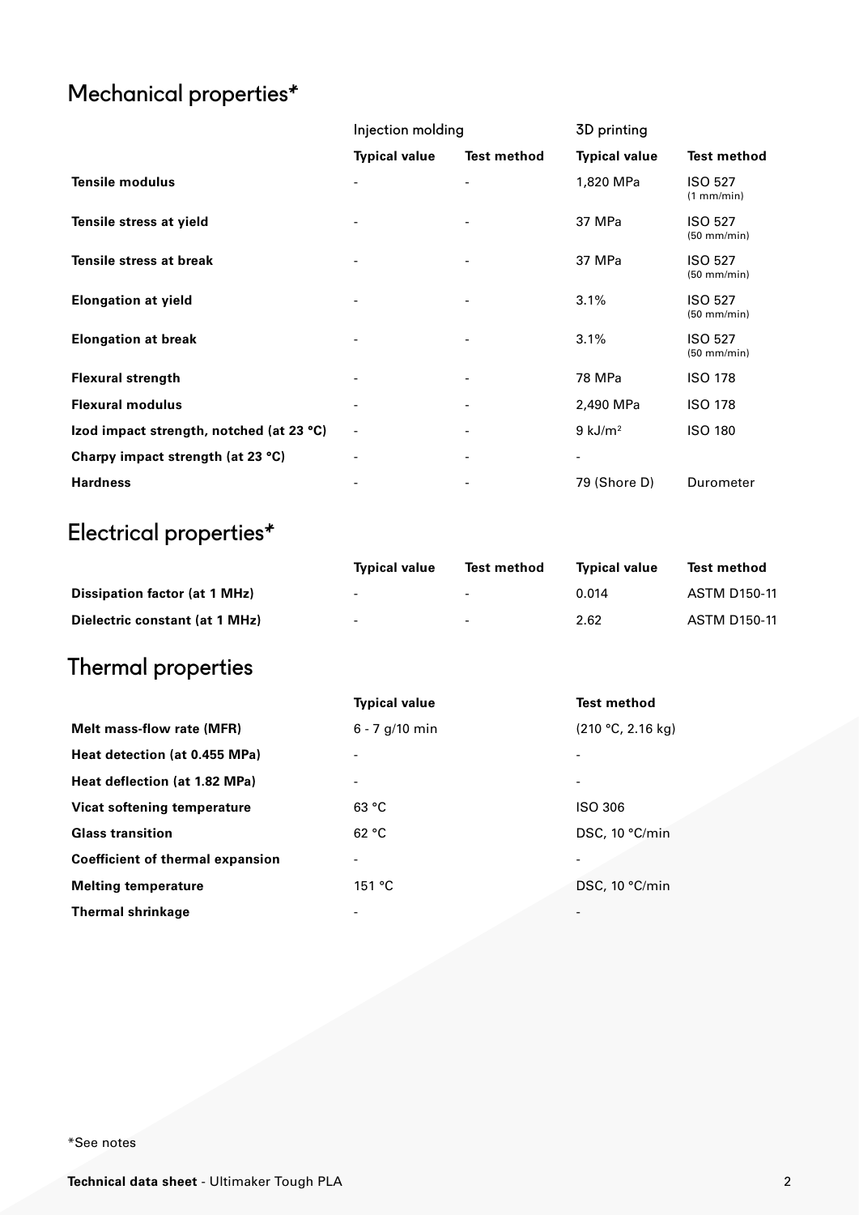## Mechanical properties*

| | Injection molding | | 3D printing | |
|---|---|---|---|---|
| | **Typical value** | **Test method** | **Typical value** | **Test method** |
| **Tensile modulus** | - | - | 1,820 MPa | ISO 527 (1 mm/min) |
| **Tensile stress at yield** | - | - | 37 MPa | ISO 527 (50 mm/min) |
| **Tensile stress at break** | - | - | 37 MPa | ISO 527 (50 mm/min) |
| **Elongation at yield** | - | - | 3.1% | ISO 527 (50 mm/min) |
| **Elongation at break** | - | - | 3.1% | ISO 527 (50 mm/min) |
| **Flexural strength** | - | - | 78 MPa | ISO 178 |
| **Flexural modulus** | - | - | 2,490 MPa | ISO 178 |
| **Izod impact strength, notched (at 23 °C)** | - | - | 9 kJ/m² | ISO 180 |
| **Charpy impact strength (at 23 °C)** | - | - | - | |
| **Hardness** | - | - | 79 (Shore D) | Durometer |

## Electrical properties*

| | **Typical value** | **Test method** | **Typical value** | **Test method** |
|---|---|---|---|---|
| **Dissipation factor (at 1 MHz)** | - | - | 0.014 | ASTM D150-11 |
| **Dielectric constant (at 1 MHz)** | - | - | 2.62 | ASTM D150-11 |

## Thermal properties

| | **Typical value** | **Test method** |
|---|---|---|
| **Melt mass-flow rate (MFR)** | 6 - 7 g/10 min | (210 °C, 2.16 kg) |
| **Heat detection (at 0.455 MPa)** | - | - |
| **Heat deflection (at 1.82 MPa)** | - | - |
| **Vicat softening temperature** | 63 °C | ISO 306 |
| **Glass transition** | 62 °C | DSC, 10 °C/min |
| **Coefficient of thermal expansion** | - | - |
| **Melting temperature** | 151 °C | DSC, 10 °C/min |
| **Thermal shrinkage** | - | - |

*See notes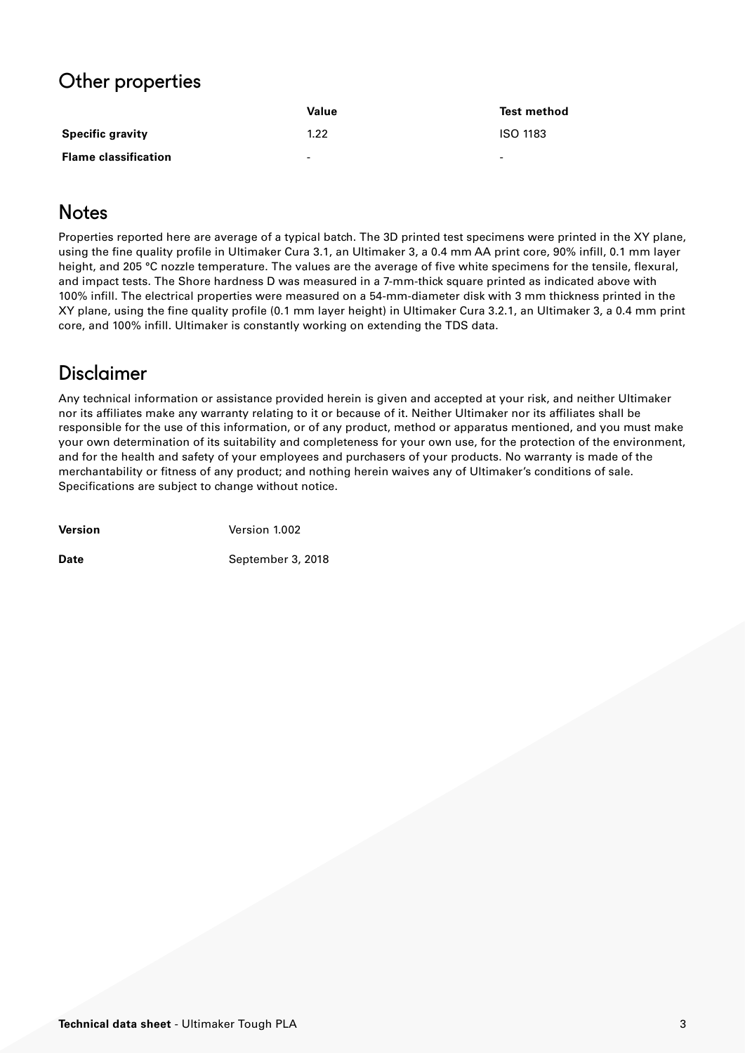## Other properties

| | Value | Test method |
|---|---|---|
| **Specific gravity** | 1.22 | ISO 1183 |
| **Flame classification** | - | - |

## Notes

Properties reported here are average of a typical batch. The 3D printed test specimens were printed in the XY plane, using the fine quality profile in Ultimaker Cura 3.1, an Ultimaker 3, a 0.4 mm AA print core, 90% infill, 0.1 mm layer height, and 205 °C nozzle temperature. The values are the average of five white specimens for the tensile, flexural, and impact tests. The Shore hardness D was measured in a 7-mm-thick square printed as indicated above with 100% infill. The electrical properties were measured on a 54-mm-diameter disk with 3 mm thickness printed in the XY plane, using the fine quality profile (0.1 mm layer height) in Ultimaker Cura 3.2.1, an Ultimaker 3, a 0.4 mm print core, and 100% infill. Ultimaker is constantly working on extending the TDS data.

## Disclaimer

Any technical information or assistance provided herein is given and accepted at your risk, and neither Ultimaker nor its affiliates make any warranty relating to it or because of it. Neither Ultimaker nor its affiliates shall be responsible for the use of this information, or of any product, method or apparatus mentioned, and you must make your own determination of its suitability and completeness for your own use, for the protection of the environment, and for the health and safety of your employees and purchasers of your products. No warranty is made of the merchantability or fitness of any product; and nothing herein waives any of Ultimaker's conditions of sale. Specifications are subject to change without notice.

| | |
|---|---|
| **Version** | Version 1.002 |
| **Date** | September 3, 2018 |